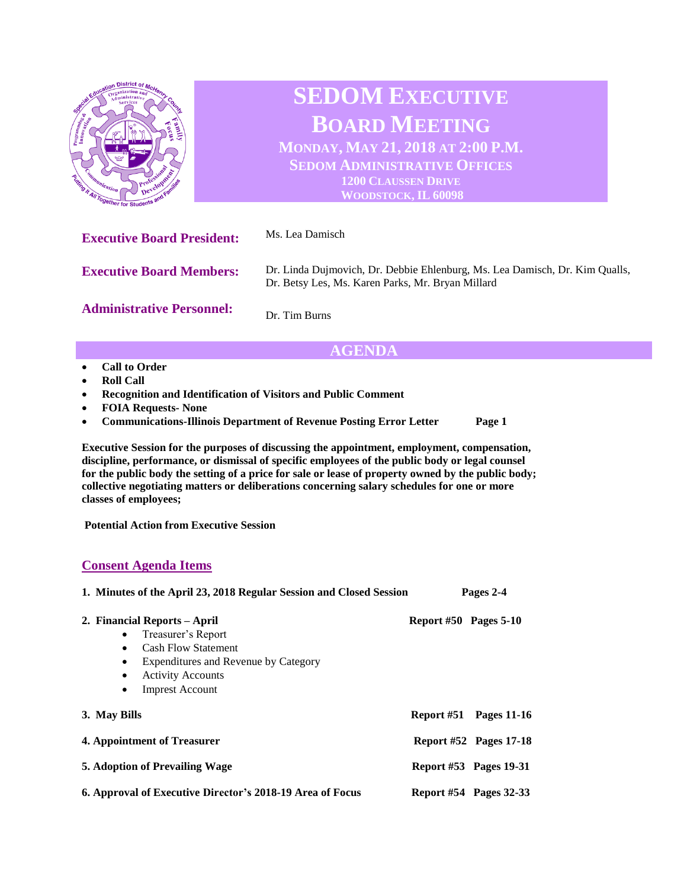# SEDOM EXECUTIVE BOARD MEETING

**MONDAY, MAY 21, 2018 AT 2:00 P.M.**
**SEDOM ADMINISTRATIVE OFFICES**
**1200 CLAUSSEN DRIVE**
**WOODSTOCK, IL 60098**

**Executive Board President:** Ms. Lea Damisch

**Executive Board Members:** Dr. Linda Dujmovich, Dr. Debbie Ehlenburg, Ms. Lea Damisch, Dr. Kim Qualls, Dr. Betsy Les, Ms. Karen Parks, Mr. Bryan Millard

**Administrative Personnel:** Dr. Tim Burns

## AGENDA

- **Call to Order**
- **Roll Call**
- **Recognition and Identification of Visitors and Public Comment**
- **FOIA Requests- None**
- **Communications-Illinois Department of Revenue Posting Error Letter** **Page 1**

**Executive Session for the purposes of discussing the appointment, employment, compensation, discipline, performance, or dismissal of specific employees of the public body or legal counsel for the public body the setting of a price for sale or lease of property owned by the public body; collective negotiating matters or deliberations concerning salary schedules for one or more classes of employees;**

**Potential Action from Executive Session**

## Consent Agenda Items

1. **Minutes of the April 23, 2018 Regular Session and Closed Session** **Pages 2-4**

2. **Financial Reports – April** **Report #50 Pages 5-10**
   - Treasurer's Report
   - Cash Flow Statement
   - Expenditures and Revenue by Category
   - Activity Accounts
   - Imprest Account

3. **May Bills** **Report #51 Pages 11-16**

4. **Appointment of Treasurer** **Report #52 Pages 17-18**

5. **Adoption of Prevailing Wage** **Report #53 Pages 19-31**

6. **Approval of Executive Director's 2018-19 Area of Focus** **Report #54 Pages 32-33**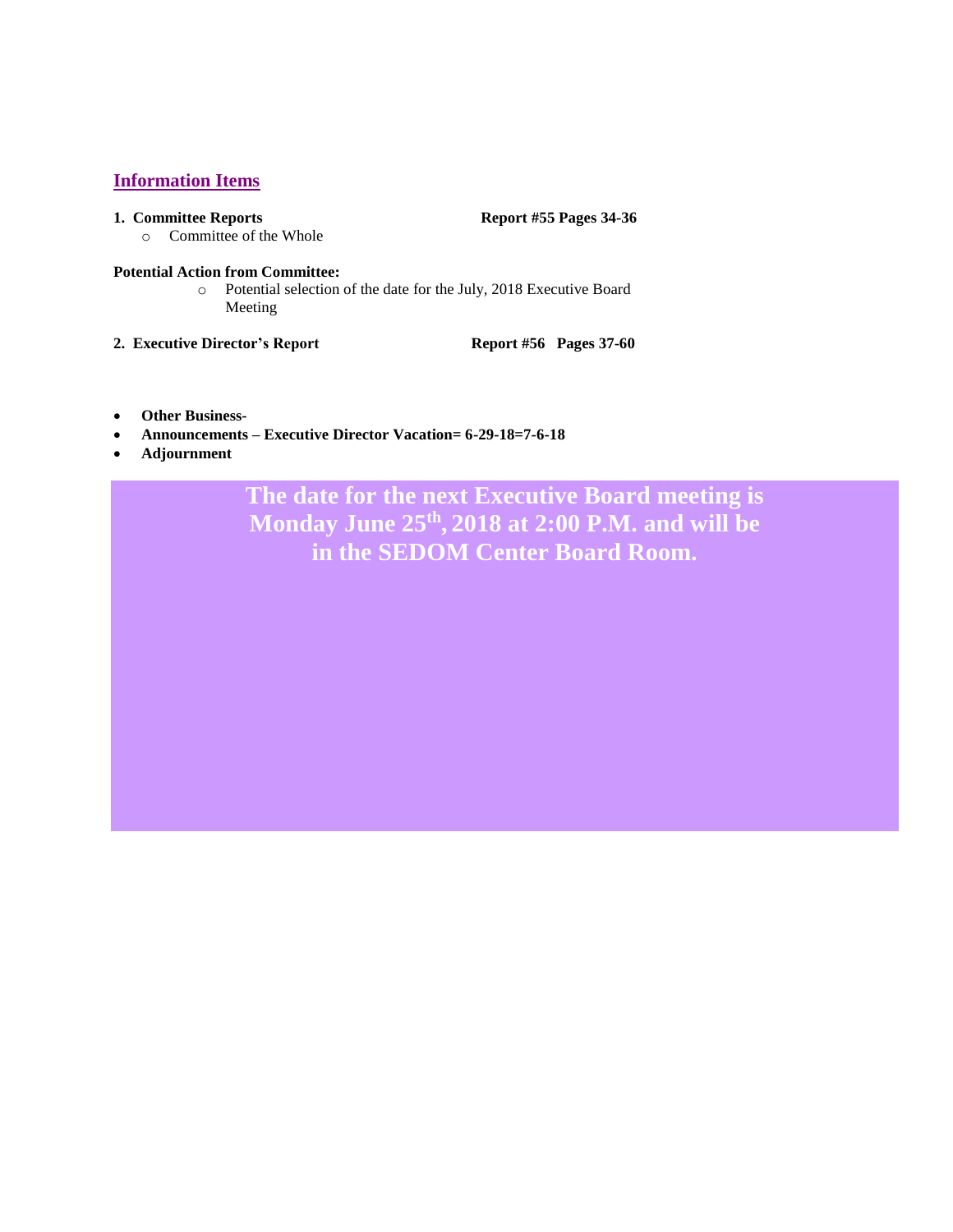## Information Items

**1. Committee Reports** **Report #55 Pages 34-36**

- Committee of the Whole

**Potential Action from Committee:**

- Potential selection of the date for the July, 2018 Executive Board Meeting

**2. Executive Director's Report** **Report #56 Pages 37-60**

- **Other Business-**
- **Announcements – Executive Director Vacation= 6-29-18=7-6-18**
- **Adjournment**

**The date for the next Executive Board meeting is Monday June 25th, 2018 at 2:00 P.M. and will be in the SEDOM Center Board Room.**